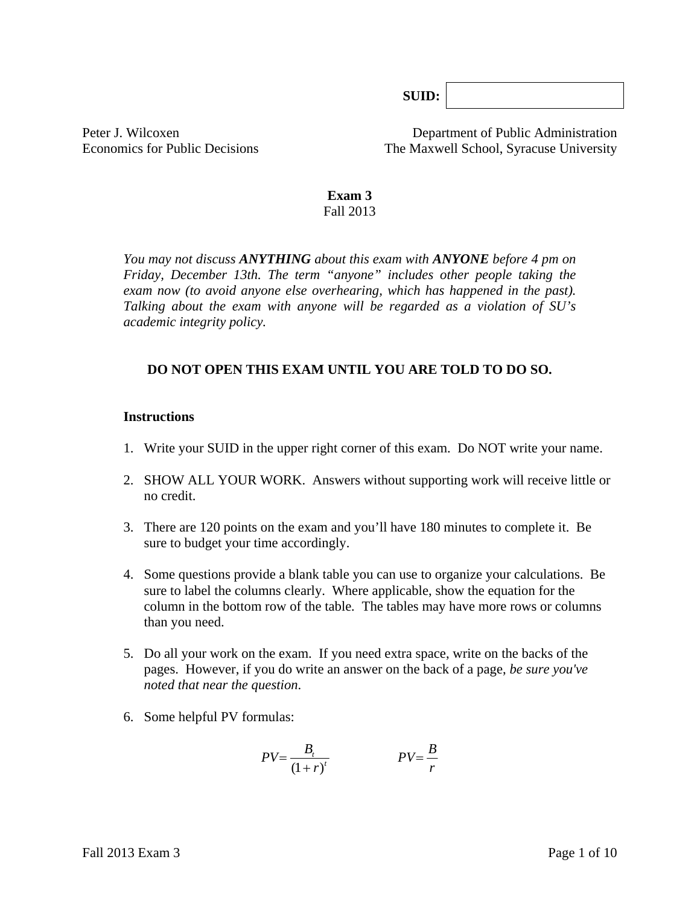**SUID:** | |

Peter J. Wilcoxen
Economics for Public Decisions

Department of Public Administration
The Maxwell School, Syracuse University

# Exam 3

Fall 2013

*You may not discuss* ***ANYTHING*** *about this exam with* ***ANYONE*** *before 4 pm on Friday, December 13th. The term "anyone" includes other people taking the exam now (to avoid anyone else overhearing, which has happened in the past). Talking about the exam with anyone will be regarded as a violation of SU's academic integrity policy.*

**DO NOT OPEN THIS EXAM UNTIL YOU ARE TOLD TO DO SO.**

**Instructions**

1. Write your SUID in the upper right corner of this exam. Do NOT write your name.
2. SHOW ALL YOUR WORK. Answers without supporting work will receive little or no credit.
3. There are 120 points on the exam and you'll have 180 minutes to complete it. Be sure to budget your time accordingly.
4. Some questions provide a blank table you can use to organize your calculations. Be sure to label the columns clearly. Where applicable, show the equation for the column in the bottom row of the table. The tables may have more rows or columns than you need.
5. Do all your work on the exam. If you need extra space, write on the backs of the pages. However, if you do write an answer on the back of a page, *be sure you've noted that near the question*.
6. Some helpful PV formulas:

$$PV = \frac{B_t}{(1+r)^t} \qquad\qquad PV = \frac{B}{r}$$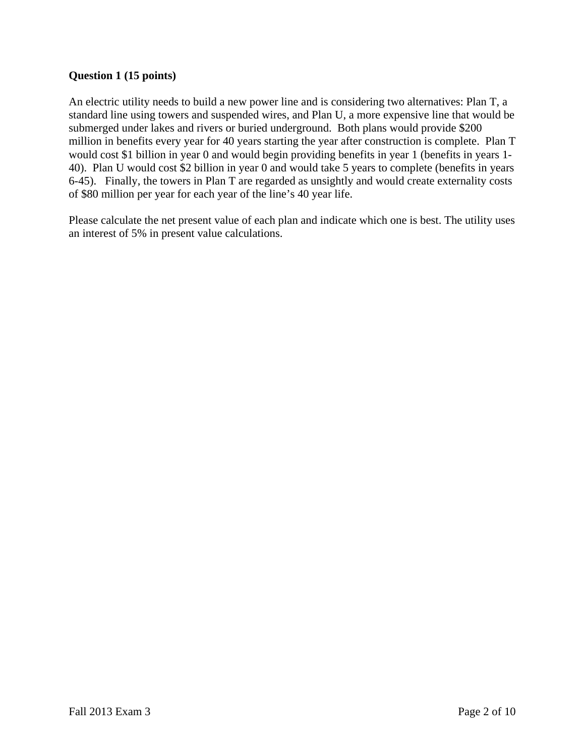**Question 1 (15 points)**

An electric utility needs to build a new power line and is considering two alternatives: Plan T, a standard line using towers and suspended wires, and Plan U, a more expensive line that would be submerged under lakes and rivers or buried underground. Both plans would provide $200 million in benefits every year for 40 years starting the year after construction is complete. Plan T would cost $1 billion in year 0 and would begin providing benefits in year 1 (benefits in years 1-40). Plan U would cost $2 billion in year 0 and would take 5 years to complete (benefits in years 6-45). Finally, the towers in Plan T are regarded as unsightly and would create externality costs of $80 million per year for each year of the line's 40 year life.

Please calculate the net present value of each plan and indicate which one is best. The utility uses an interest of 5% in present value calculations.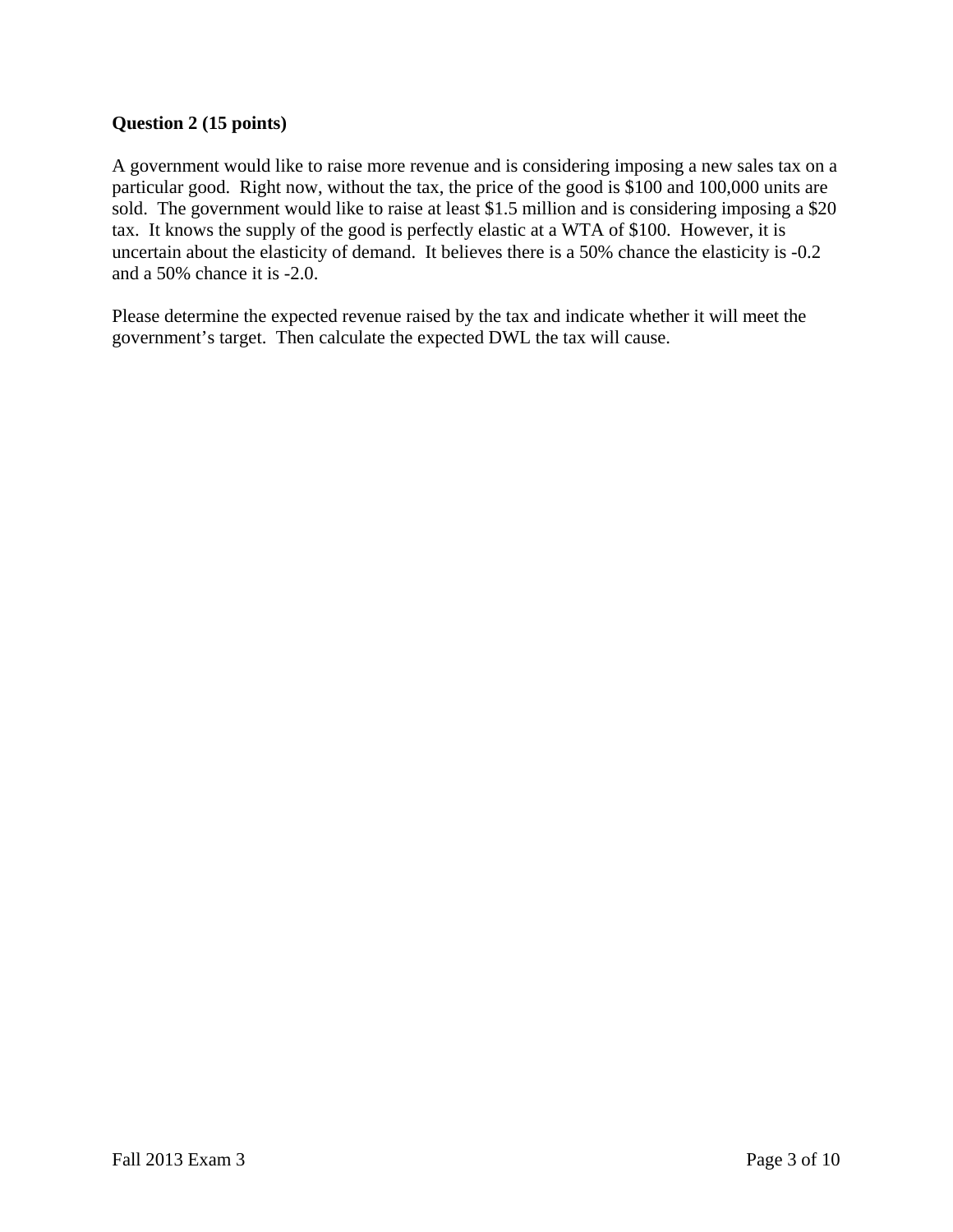**Question 2 (15 points)**

A government would like to raise more revenue and is considering imposing a new sales tax on a particular good. Right now, without the tax, the price of the good is $100 and 100,000 units are sold. The government would like to raise at least $1.5 million and is considering imposing a $20 tax. It knows the supply of the good is perfectly elastic at a WTA of $100. However, it is uncertain about the elasticity of demand. It believes there is a 50% chance the elasticity is -0.2 and a 50% chance it is -2.0.

Please determine the expected revenue raised by the tax and indicate whether it will meet the government's target. Then calculate the expected DWL the tax will cause.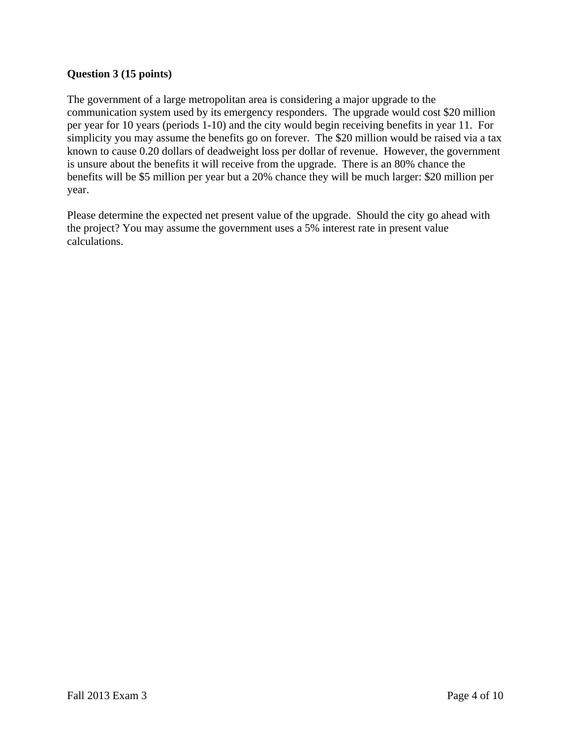**Question 3 (15 points)**

The government of a large metropolitan area is considering a major upgrade to the communication system used by its emergency responders. The upgrade would cost $20 million per year for 10 years (periods 1-10) and the city would begin receiving benefits in year 11. For simplicity you may assume the benefits go on forever. The $20 million would be raised via a tax known to cause 0.20 dollars of deadweight loss per dollar of revenue. However, the government is unsure about the benefits it will receive from the upgrade. There is an 80% chance the benefits will be $5 million per year but a 20% chance they will be much larger: $20 million per year.

Please determine the expected net present value of the upgrade. Should the city go ahead with the project? You may assume the government uses a 5% interest rate in present value calculations.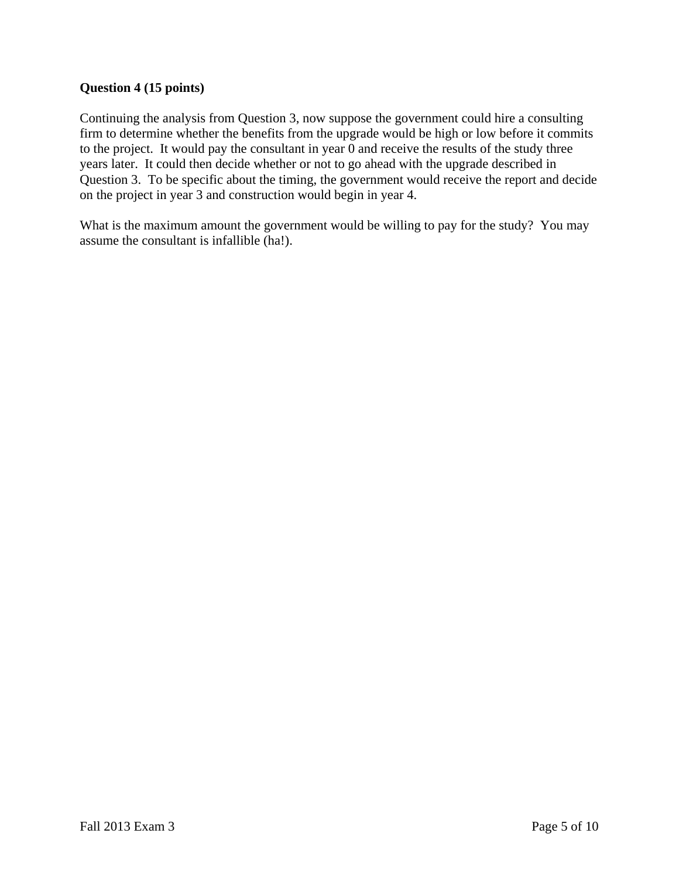**Question 4 (15 points)**

Continuing the analysis from Question 3, now suppose the government could hire a consulting firm to determine whether the benefits from the upgrade would be high or low before it commits to the project. It would pay the consultant in year 0 and receive the results of the study three years later. It could then decide whether or not to go ahead with the upgrade described in Question 3. To be specific about the timing, the government would receive the report and decide on the project in year 3 and construction would begin in year 4.

What is the maximum amount the government would be willing to pay for the study? You may assume the consultant is infallible (ha!).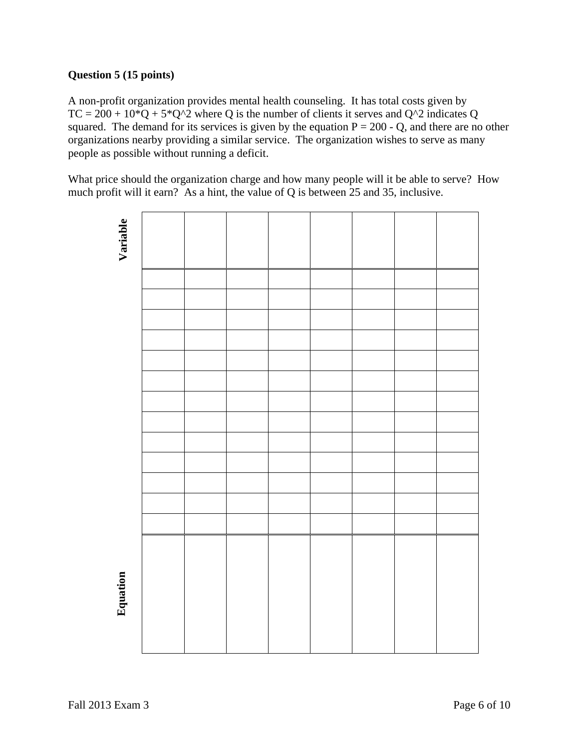**Question 5 (15 points)**

A non-profit organization provides mental health counseling. It has total costs given by TC = 200 + 10*Q + 5*Q^2 where Q is the number of clients it serves and Q^2 indicates Q squared. The demand for its services is given by the equation P = 200 - Q, and there are no other organizations nearby providing a similar service. The organization wishes to serve as many people as possible without running a deficit.

What price should the organization charge and how many people will it be able to serve? How much profit will it earn? As a hint, the value of Q is between 25 and 35, inclusive.

| Variable | | | | | | | | |
|---|---|---|---|---|---|---|---|---|
| | | | | | | | | |
| | | | | | | | | |
| | | | | | | | | |
| | | | | | | | | |
| | | | | | | | | |
| | | | | | | | | |
| | | | | | | | | |
| | | | | | | | | |
| | | | | | | | | |
| | | | | | | | | |
| | | | | | | | | |
| | | | | | | | | |
| | | | | | | | | |
| **Equation** | | | | | | | | |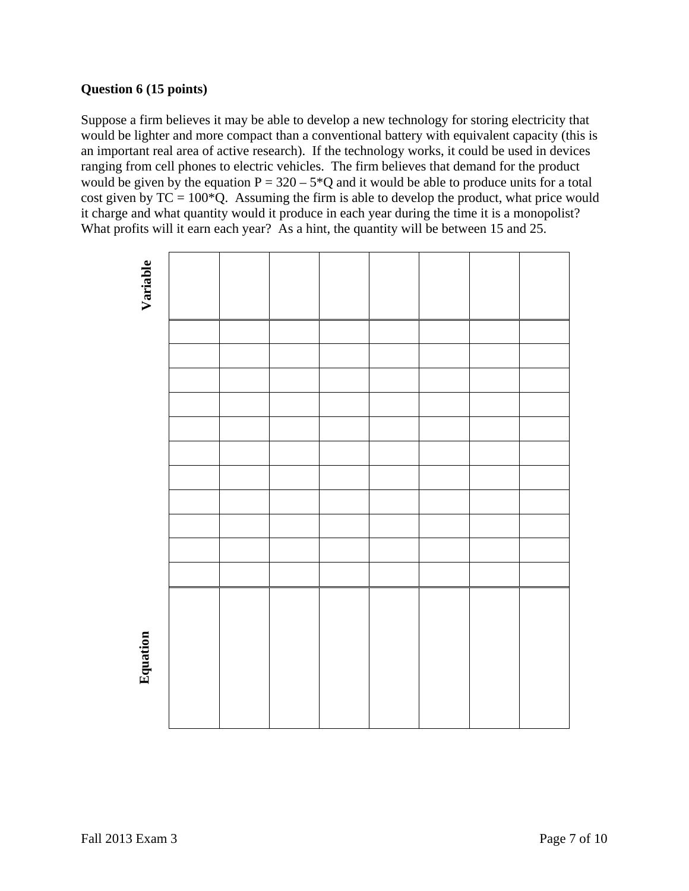**Question 6 (15 points)**

Suppose a firm believes it may be able to develop a new technology for storing electricity that would be lighter and more compact than a conventional battery with equivalent capacity (this is an important real area of active research). If the technology works, it could be used in devices ranging from cell phones to electric vehicles. The firm believes that demand for the product would be given by the equation P = 320 – 5*Q and it would be able to produce units for a total cost given by TC = 100*Q. Assuming the firm is able to develop the product, what price would it charge and what quantity would it produce in each year during the time it is a monopolist? What profits will it earn each year? As a hint, the quantity will be between 15 and 25.

| **Variable** | | | | | | | |
|---|---|---|---|---|---|---|---|
| | | | | | | | |
| | | | | | | | |
| | | | | | | | |
| | | | | | | | |
| | | | | | | | |
| | | | | | | | |
| | | | | | | | |
| | | | | | | | |
| | | | | | | | |
| | | | | | | | |
| | | | | | | | |
| **Equation** | | | | | | | |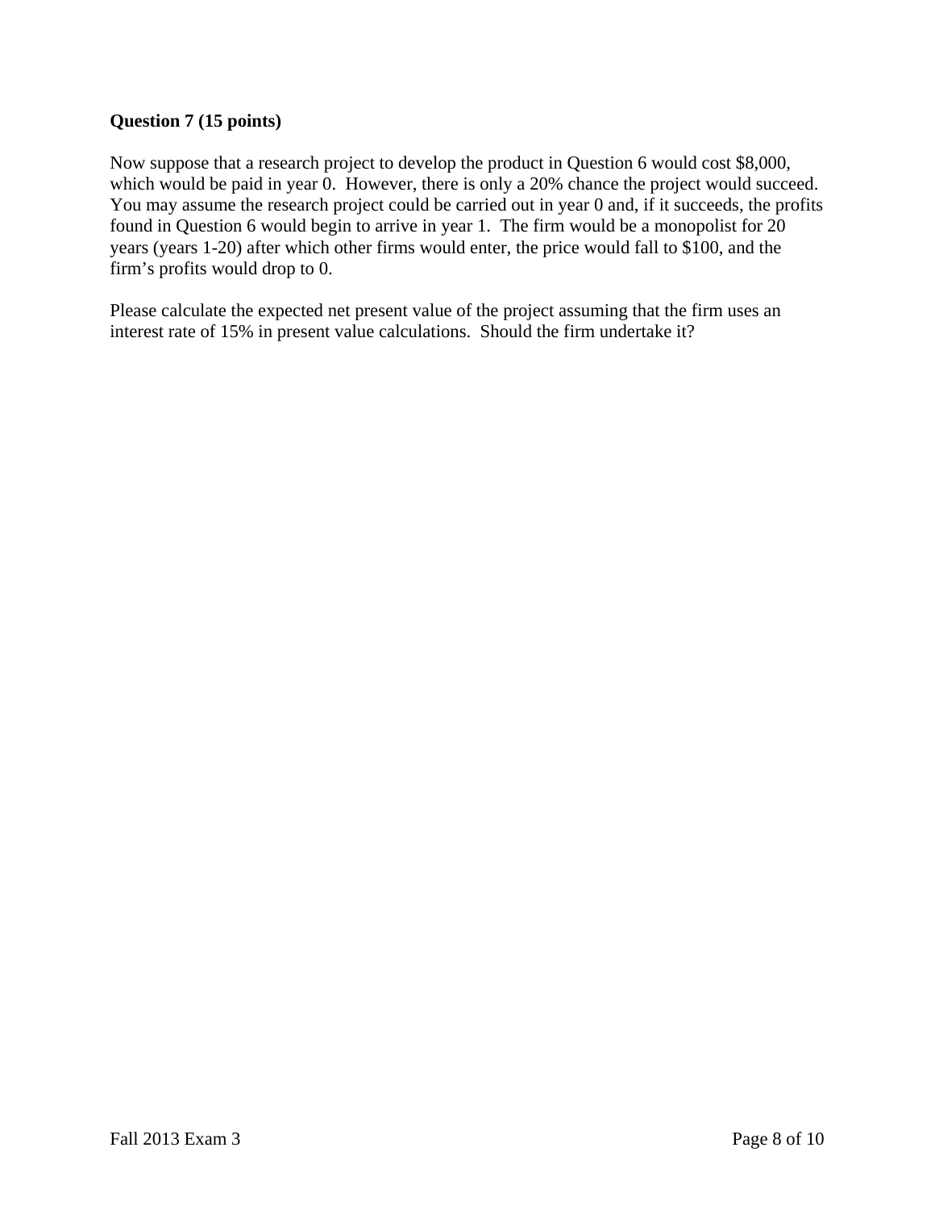**Question 7 (15 points)**

Now suppose that a research project to develop the product in Question 6 would cost $8,000, which would be paid in year 0. However, there is only a 20% chance the project would succeed. You may assume the research project could be carried out in year 0 and, if it succeeds, the profits found in Question 6 would begin to arrive in year 1. The firm would be a monopolist for 20 years (years 1-20) after which other firms would enter, the price would fall to $100, and the firm's profits would drop to 0.

Please calculate the expected net present value of the project assuming that the firm uses an interest rate of 15% in present value calculations. Should the firm undertake it?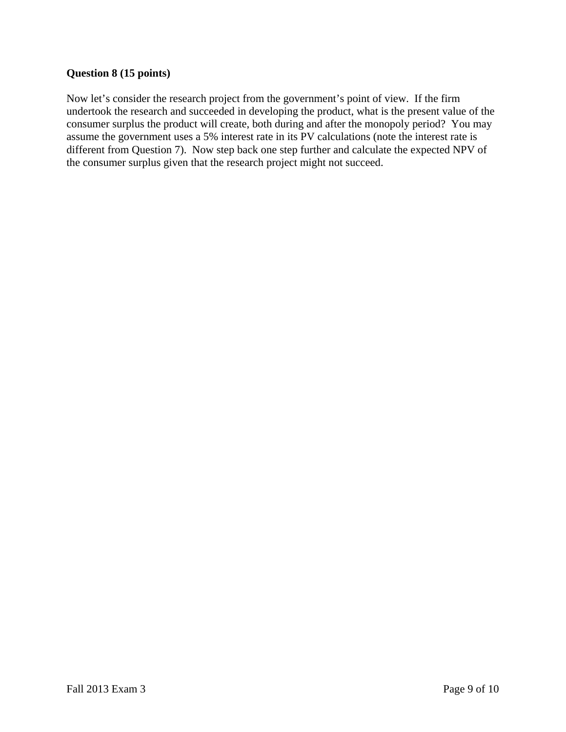**Question 8 (15 points)**

Now let's consider the research project from the government's point of view. If the firm undertook the research and succeeded in developing the product, what is the present value of the consumer surplus the product will create, both during and after the monopoly period? You may assume the government uses a 5% interest rate in its PV calculations (note the interest rate is different from Question 7). Now step back one step further and calculate the expected NPV of the consumer surplus given that the research project might not succeed.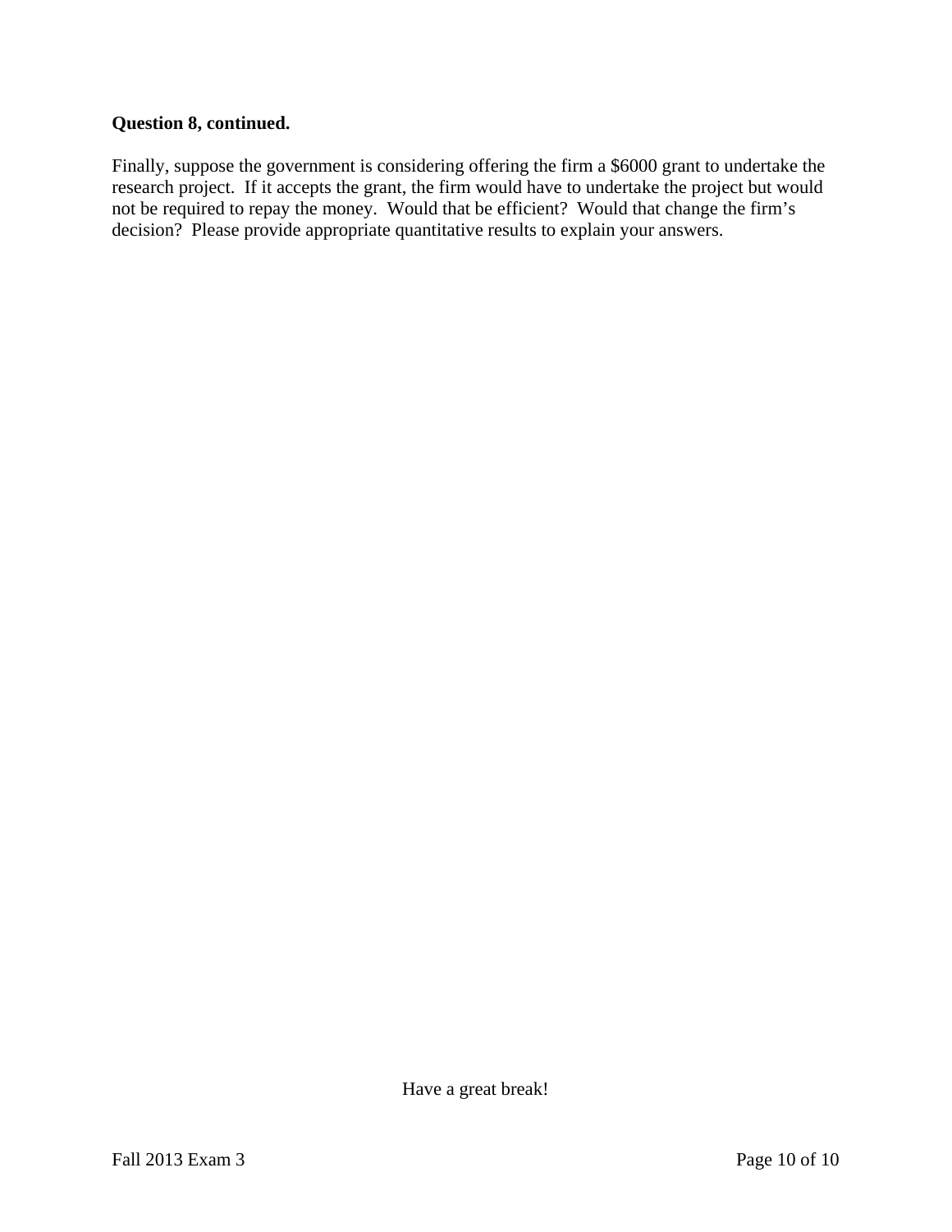**Question 8, continued.**

Finally, suppose the government is considering offering the firm a $6000 grant to undertake the research project. If it accepts the grant, the firm would have to undertake the project but would not be required to repay the money. Would that be efficient? Would that change the firm's decision? Please provide appropriate quantitative results to explain your answers.

Have a great break!